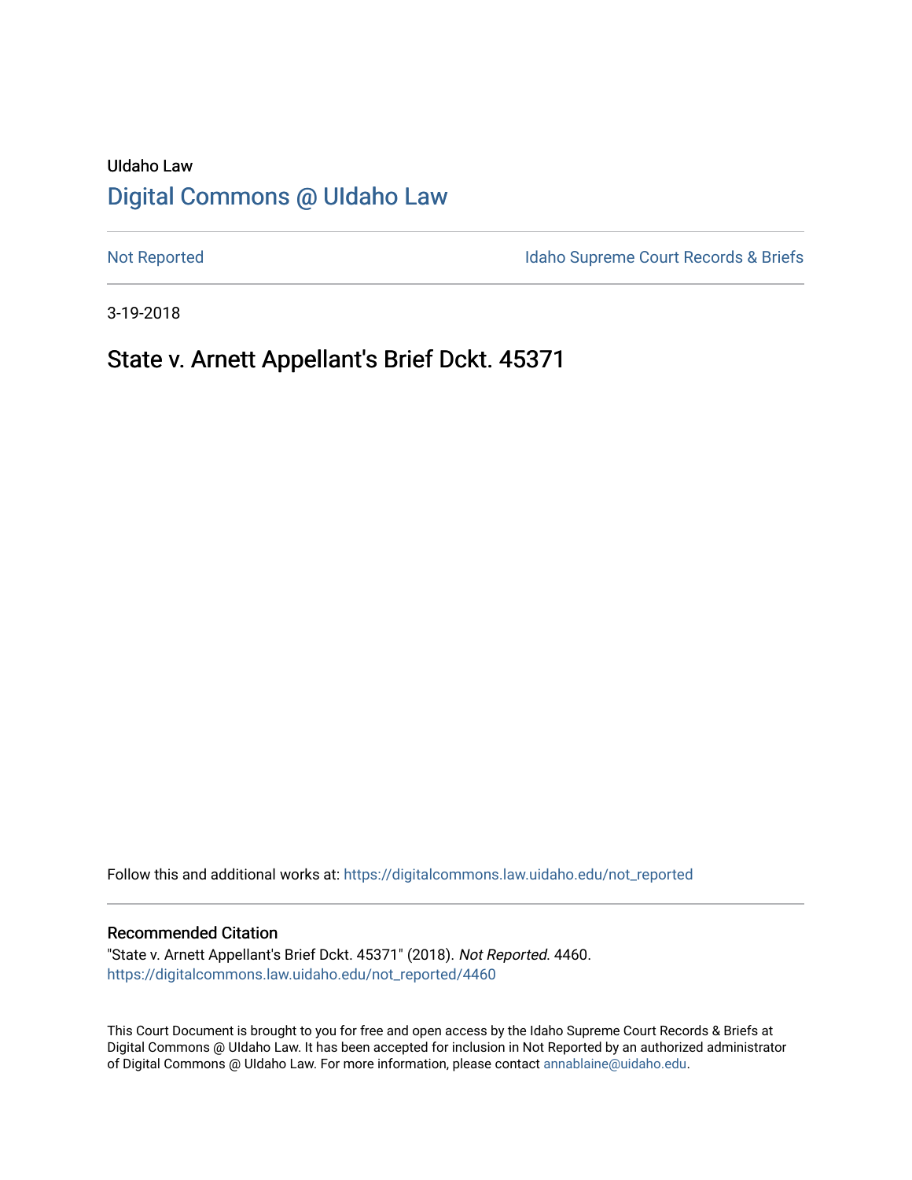UIdaho Law

# Digital Commons @ UIdaho Law

Not Reported

Idaho Supreme Court Records & Briefs

3-19-2018

## State v. Arnett Appellant's Brief Dckt. 45371

Follow this and additional works at: https://digitalcommons.law.uidaho.edu/not_reported

### Recommended Citation

"State v. Arnett Appellant's Brief Dckt. 45371" (2018). *Not Reported*. 4460.
https://digitalcommons.law.uidaho.edu/not_reported/4460

This Court Document is brought to you for free and open access by the Idaho Supreme Court Records & Briefs at Digital Commons @ UIdaho Law. It has been accepted for inclusion in Not Reported by an authorized administrator of Digital Commons @ UIdaho Law. For more information, please contact annablaine@uidaho.edu.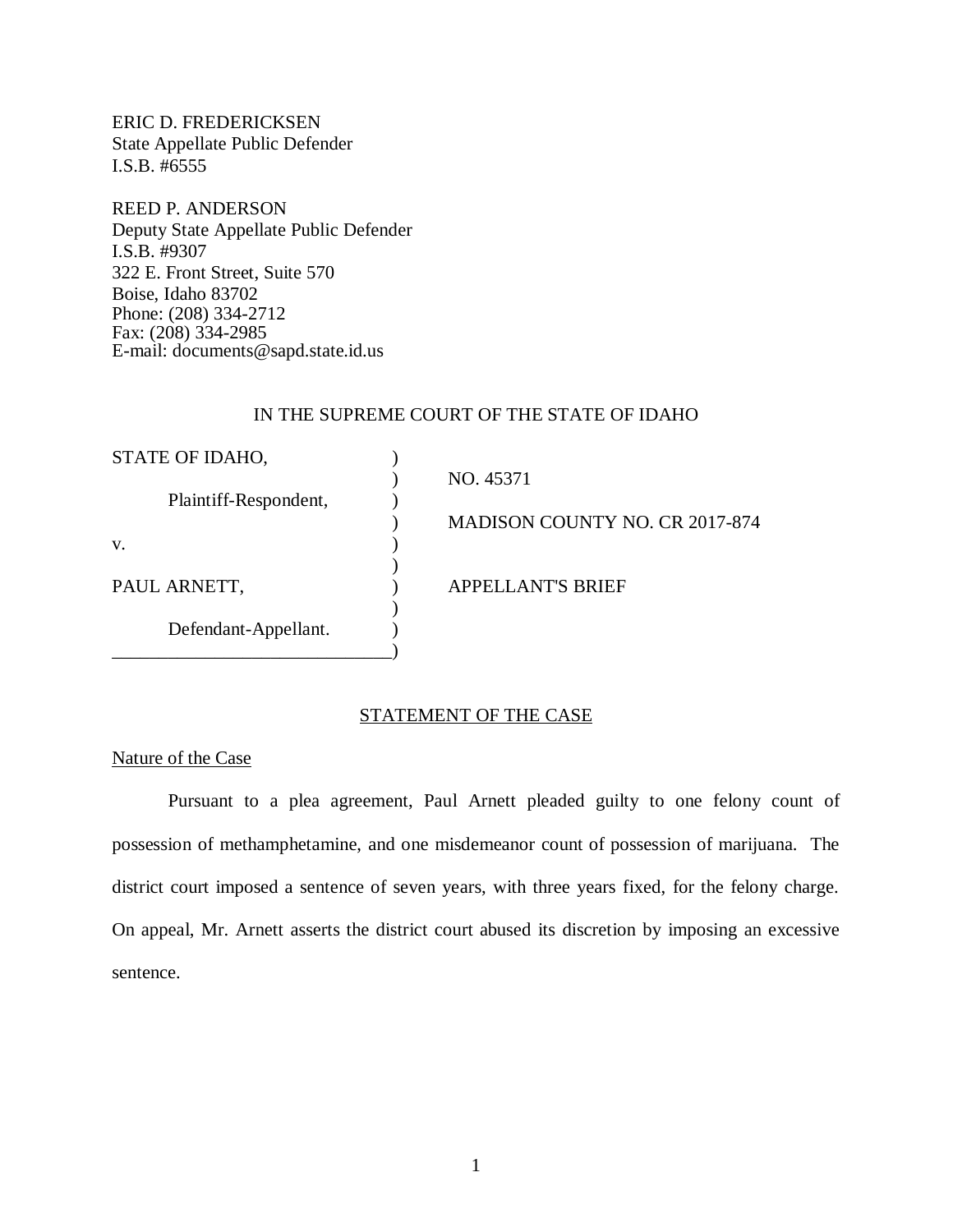ERIC D. FREDERICKSEN
State Appellate Public Defender
I.S.B. #6555

REED P. ANDERSON
Deputy State Appellate Public Defender
I.S.B. #9307
322 E. Front Street, Suite 570
Boise, Idaho 83702
Phone: (208) 334-2712
Fax: (208) 334-2985
E-mail: documents@sapd.state.id.us

IN THE SUPREME COURT OF THE STATE OF IDAHO

| | |
|---|---|
| STATE OF IDAHO, | NO. 45371 |
| Plaintiff-Respondent, | MADISON COUNTY NO. CR 2017-874 |
| v. | |
| PAUL ARNETT, | APPELLANT'S BRIEF |
| Defendant-Appellant. | |

## STATEMENT OF THE CASE

### Nature of the Case

Pursuant to a plea agreement, Paul Arnett pleaded guilty to one felony count of possession of methamphetamine, and one misdemeanor count of possession of marijuana. The district court imposed a sentence of seven years, with three years fixed, for the felony charge. On appeal, Mr. Arnett asserts the district court abused its discretion by imposing an excessive sentence.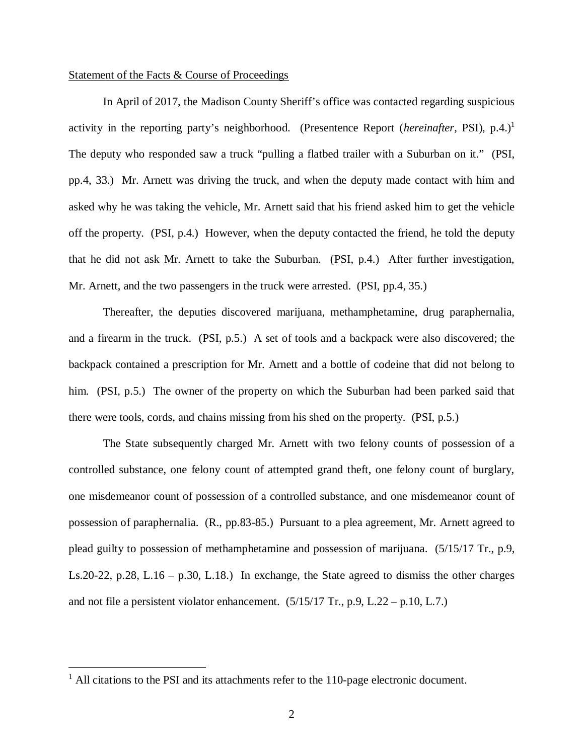Statement of the Facts & Course of Proceedings

In April of 2017, the Madison County Sheriff's office was contacted regarding suspicious activity in the reporting party's neighborhood. (Presentence Report (*hereinafter*, PSI), p.4.)[1] The deputy who responded saw a truck "pulling a flatbed trailer with a Suburban on it." (PSI, pp.4, 33.) Mr. Arnett was driving the truck, and when the deputy made contact with him and asked why he was taking the vehicle, Mr. Arnett said that his friend asked him to get the vehicle off the property. (PSI, p.4.) However, when the deputy contacted the friend, he told the deputy that he did not ask Mr. Arnett to take the Suburban. (PSI, p.4.) After further investigation, Mr. Arnett, and the two passengers in the truck were arrested. (PSI, pp.4, 35.)

Thereafter, the deputies discovered marijuana, methamphetamine, drug paraphernalia, and a firearm in the truck. (PSI, p.5.) A set of tools and a backpack were also discovered; the backpack contained a prescription for Mr. Arnett and a bottle of codeine that did not belong to him. (PSI, p.5.) The owner of the property on which the Suburban had been parked said that there were tools, cords, and chains missing from his shed on the property. (PSI, p.5.)

The State subsequently charged Mr. Arnett with two felony counts of possession of a controlled substance, one felony count of attempted grand theft, one felony count of burglary, one misdemeanor count of possession of a controlled substance, and one misdemeanor count of possession of paraphernalia. (R., pp.83-85.) Pursuant to a plea agreement, Mr. Arnett agreed to plead guilty to possession of methamphetamine and possession of marijuana. (5/15/17 Tr., p.9, Ls.20-22, p.28, L.16 – p.30, L.18.) In exchange, the State agreed to dismiss the other charges and not file a persistent violator enhancement. (5/15/17 Tr., p.9, L.22 – p.10, L.7.)

---

[1] All citations to the PSI and its attachments refer to the 110-page electronic document.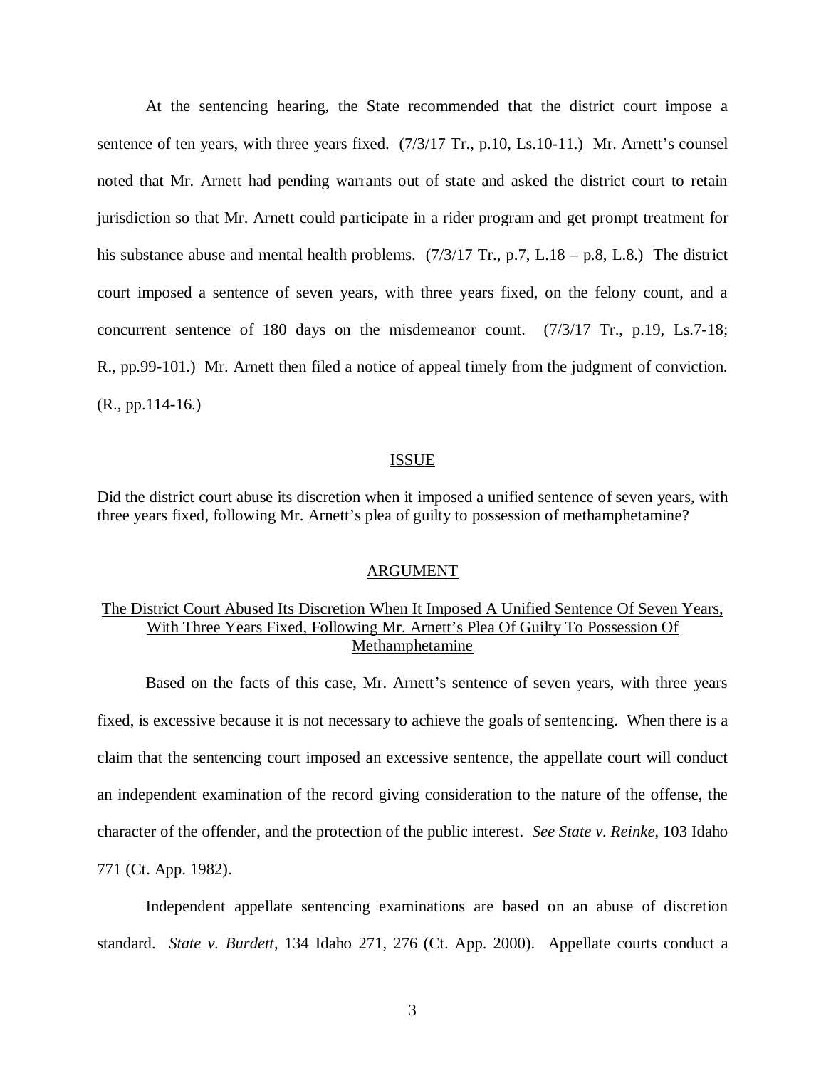At the sentencing hearing, the State recommended that the district court impose a sentence of ten years, with three years fixed. (7/3/17 Tr., p.10, Ls.10-11.) Mr. Arnett's counsel noted that Mr. Arnett had pending warrants out of state and asked the district court to retain jurisdiction so that Mr. Arnett could participate in a rider program and get prompt treatment for his substance abuse and mental health problems. (7/3/17 Tr., p.7, L.18 – p.8, L.8.) The district court imposed a sentence of seven years, with three years fixed, on the felony count, and a concurrent sentence of 180 days on the misdemeanor count. (7/3/17 Tr., p.19, Ls.7-18; R., pp.99-101.) Mr. Arnett then filed a notice of appeal timely from the judgment of conviction. (R., pp.114-16.)

## ISSUE

Did the district court abuse its discretion when it imposed a unified sentence of seven years, with three years fixed, following Mr. Arnett's plea of guilty to possession of methamphetamine?

## ARGUMENT

### The District Court Abused Its Discretion When It Imposed A Unified Sentence Of Seven Years, With Three Years Fixed, Following Mr. Arnett's Plea Of Guilty To Possession Of Methamphetamine

Based on the facts of this case, Mr. Arnett's sentence of seven years, with three years fixed, is excessive because it is not necessary to achieve the goals of sentencing. When there is a claim that the sentencing court imposed an excessive sentence, the appellate court will conduct an independent examination of the record giving consideration to the nature of the offense, the character of the offender, and the protection of the public interest. *See State v. Reinke*, 103 Idaho 771 (Ct. App. 1982).

Independent appellate sentencing examinations are based on an abuse of discretion standard. *State v. Burdett*, 134 Idaho 271, 276 (Ct. App. 2000). Appellate courts conduct a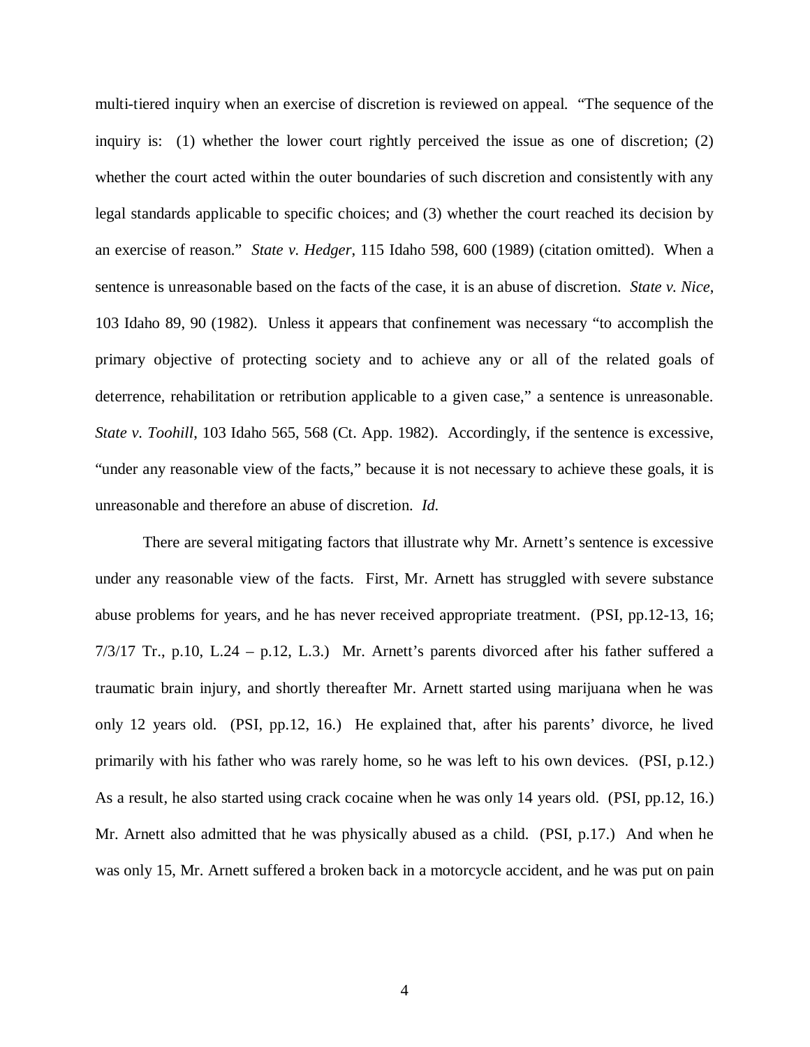multi-tiered inquiry when an exercise of discretion is reviewed on appeal. "The sequence of the inquiry is: (1) whether the lower court rightly perceived the issue as one of discretion; (2) whether the court acted within the outer boundaries of such discretion and consistently with any legal standards applicable to specific choices; and (3) whether the court reached its decision by an exercise of reason." *State v. Hedger*, 115 Idaho 598, 600 (1989) (citation omitted). When a sentence is unreasonable based on the facts of the case, it is an abuse of discretion. *State v. Nice*, 103 Idaho 89, 90 (1982). Unless it appears that confinement was necessary "to accomplish the primary objective of protecting society and to achieve any or all of the related goals of deterrence, rehabilitation or retribution applicable to a given case," a sentence is unreasonable. *State v. Toohill*, 103 Idaho 565, 568 (Ct. App. 1982). Accordingly, if the sentence is excessive, "under any reasonable view of the facts," because it is not necessary to achieve these goals, it is unreasonable and therefore an abuse of discretion. *Id.*

There are several mitigating factors that illustrate why Mr. Arnett's sentence is excessive under any reasonable view of the facts. First, Mr. Arnett has struggled with severe substance abuse problems for years, and he has never received appropriate treatment. (PSI, pp.12-13, 16; 7/3/17 Tr., p.10, L.24 – p.12, L.3.) Mr. Arnett's parents divorced after his father suffered a traumatic brain injury, and shortly thereafter Mr. Arnett started using marijuana when he was only 12 years old. (PSI, pp.12, 16.) He explained that, after his parents' divorce, he lived primarily with his father who was rarely home, so he was left to his own devices. (PSI, p.12.) As a result, he also started using crack cocaine when he was only 14 years old. (PSI, pp.12, 16.) Mr. Arnett also admitted that he was physically abused as a child. (PSI, p.17.) And when he was only 15, Mr. Arnett suffered a broken back in a motorcycle accident, and he was put on pain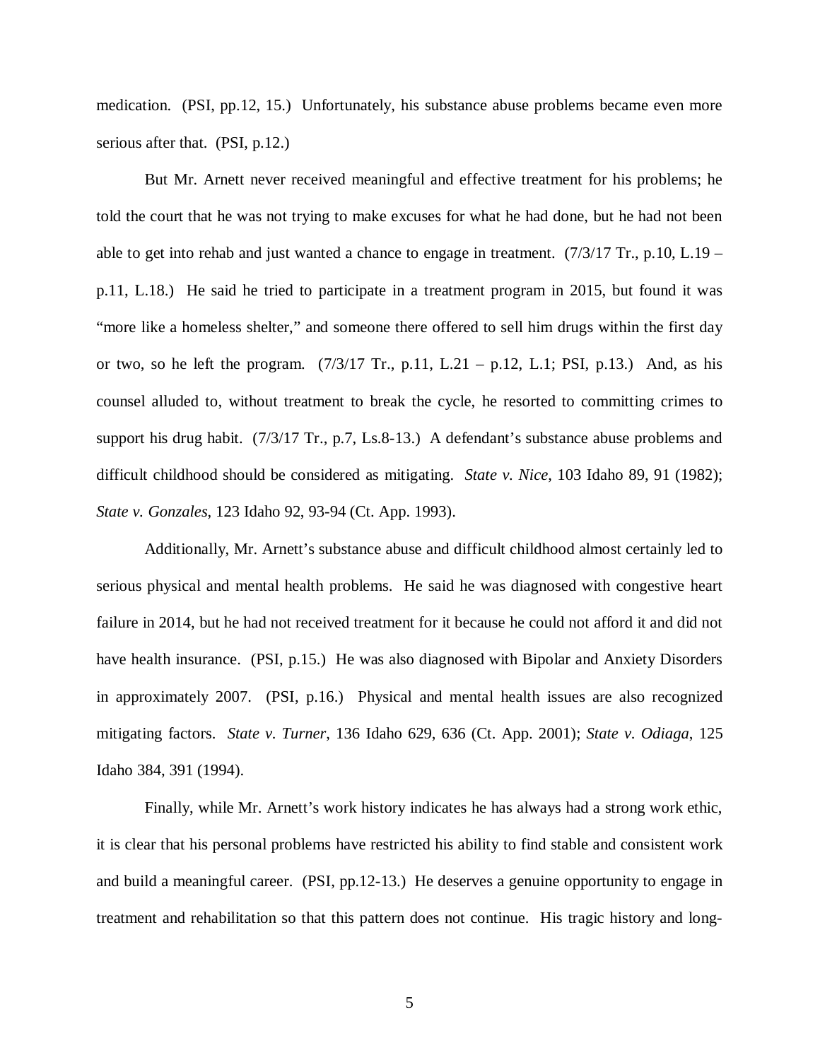medication. (PSI, pp.12, 15.) Unfortunately, his substance abuse problems became even more serious after that. (PSI, p.12.)

But Mr. Arnett never received meaningful and effective treatment for his problems; he told the court that he was not trying to make excuses for what he had done, but he had not been able to get into rehab and just wanted a chance to engage in treatment. (7/3/17 Tr., p.10, L.19 – p.11, L.18.) He said he tried to participate in a treatment program in 2015, but found it was "more like a homeless shelter," and someone there offered to sell him drugs within the first day or two, so he left the program. (7/3/17 Tr., p.11, L.21 – p.12, L.1; PSI, p.13.) And, as his counsel alluded to, without treatment to break the cycle, he resorted to committing crimes to support his drug habit. (7/3/17 Tr., p.7, Ls.8-13.) A defendant's substance abuse problems and difficult childhood should be considered as mitigating. *State v. Nice*, 103 Idaho 89, 91 (1982); *State v. Gonzales*, 123 Idaho 92, 93-94 (Ct. App. 1993).

Additionally, Mr. Arnett's substance abuse and difficult childhood almost certainly led to serious physical and mental health problems. He said he was diagnosed with congestive heart failure in 2014, but he had not received treatment for it because he could not afford it and did not have health insurance. (PSI, p.15.) He was also diagnosed with Bipolar and Anxiety Disorders in approximately 2007. (PSI, p.16.) Physical and mental health issues are also recognized mitigating factors. *State v. Turner*, 136 Idaho 629, 636 (Ct. App. 2001); *State v. Odiaga*, 125 Idaho 384, 391 (1994).

Finally, while Mr. Arnett's work history indicates he has always had a strong work ethic, it is clear that his personal problems have restricted his ability to find stable and consistent work and build a meaningful career. (PSI, pp.12-13.) He deserves a genuine opportunity to engage in treatment and rehabilitation so that this pattern does not continue. His tragic history and long-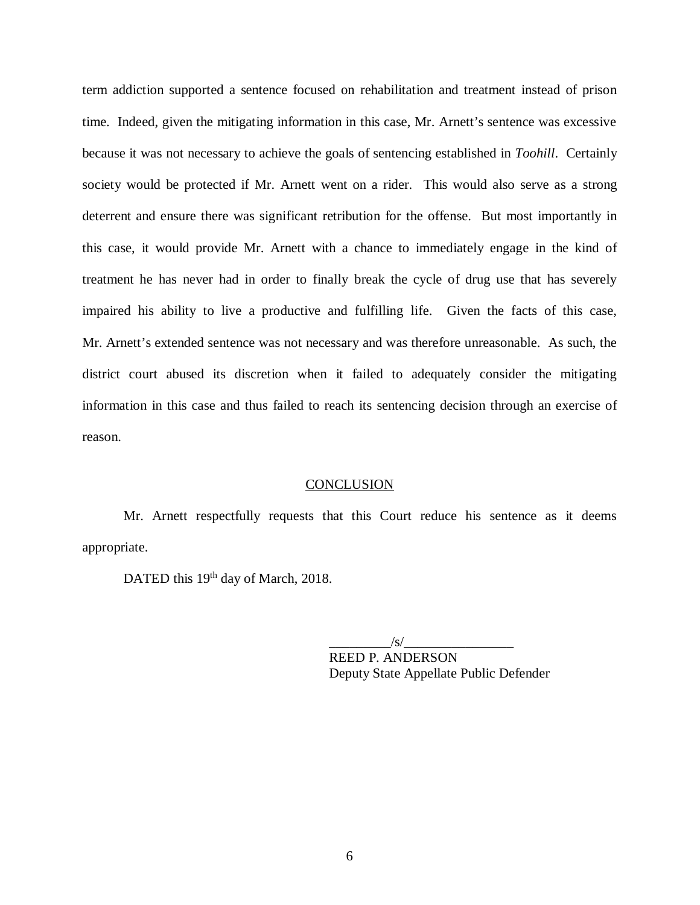term addiction supported a sentence focused on rehabilitation and treatment instead of prison time. Indeed, given the mitigating information in this case, Mr. Arnett's sentence was excessive because it was not necessary to achieve the goals of sentencing established in *Toohill*. Certainly society would be protected if Mr. Arnett went on a rider. This would also serve as a strong deterrent and ensure there was significant retribution for the offense. But most importantly in this case, it would provide Mr. Arnett with a chance to immediately engage in the kind of treatment he has never had in order to finally break the cycle of drug use that has severely impaired his ability to live a productive and fulfilling life. Given the facts of this case, Mr. Arnett's extended sentence was not necessary and was therefore unreasonable. As such, the district court abused its discretion when it failed to adequately consider the mitigating information in this case and thus failed to reach its sentencing decision through an exercise of reason.

## CONCLUSION

Mr. Arnett respectfully requests that this Court reduce his sentence as it deems appropriate.

DATED this 19th day of March, 2018.

/s/
REED P. ANDERSON
Deputy State Appellate Public Defender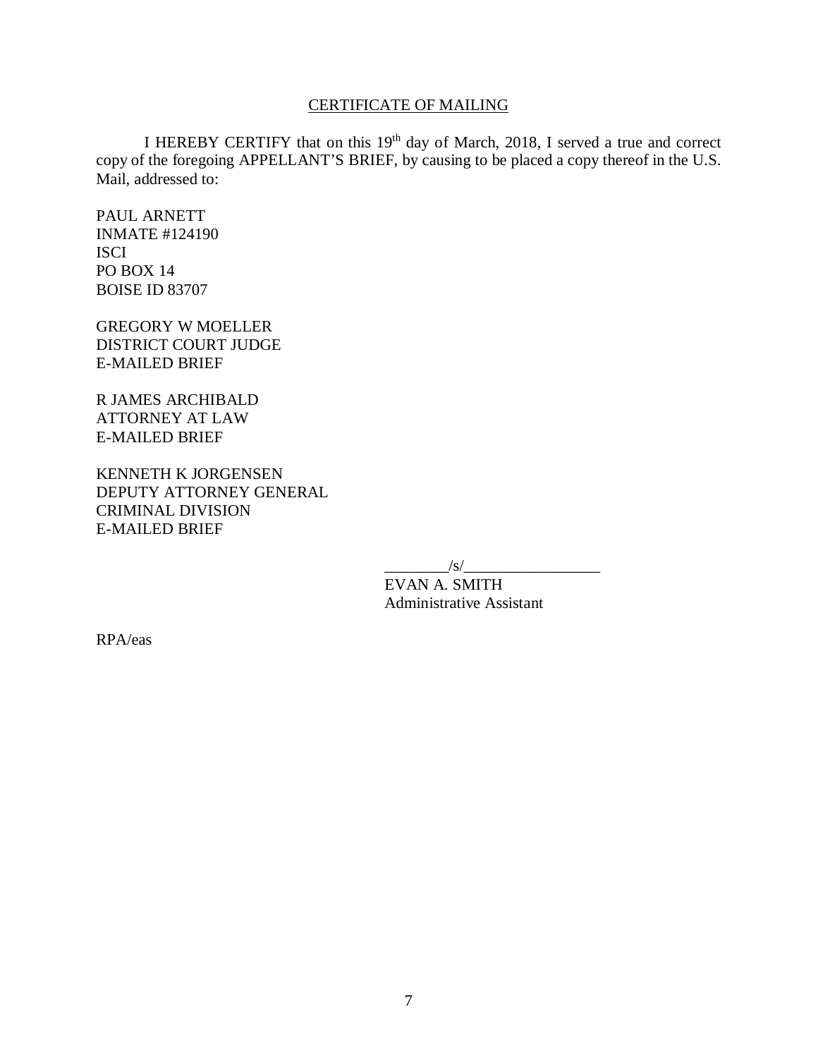## CERTIFICATE OF MAILING

I HEREBY CERTIFY that on this 19th day of March, 2018, I served a true and correct copy of the foregoing APPELLANT'S BRIEF, by causing to be placed a copy thereof in the U.S. Mail, addressed to:

PAUL ARNETT
INMATE #124190
ISCI
PO BOX 14
BOISE ID 83707

GREGORY W MOELLER
DISTRICT COURT JUDGE
E-MAILED BRIEF

R JAMES ARCHIBALD
ATTORNEY AT LAW
E-MAILED BRIEF

KENNETH K JORGENSEN
DEPUTY ATTORNEY GENERAL
CRIMINAL DIVISION
E-MAILED BRIEF

________/s/_________________
EVAN A. SMITH
Administrative Assistant

RPA/eas